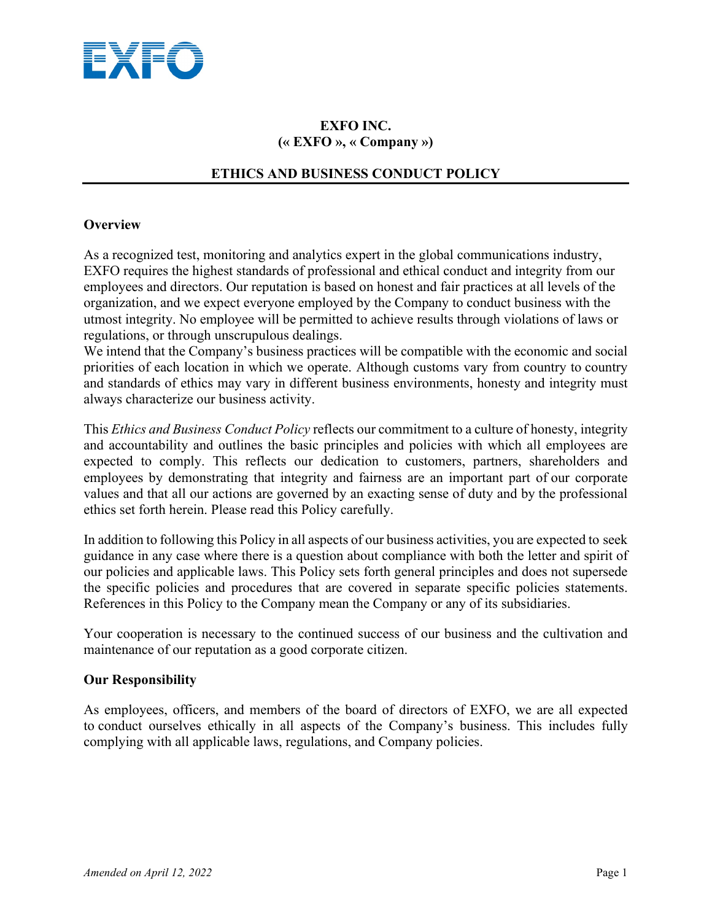**EXFO INC.**
**(« EXFO », « Company »)**

# ETHICS AND BUSINESS CONDUCT POLICY

## Overview

As a recognized test, monitoring and analytics expert in the global communications industry, EXFO requires the highest standards of professional and ethical conduct and integrity from our employees and directors. Our reputation is based on honest and fair practices at all levels of the organization, and we expect everyone employed by the Company to conduct business with the utmost integrity. No employee will be permitted to achieve results through violations of laws or regulations, or through unscrupulous dealings.
We intend that the Company's business practices will be compatible with the economic and social priorities of each location in which we operate. Although customs vary from country to country and standards of ethics may vary in different business environments, honesty and integrity must always characterize our business activity.

This *Ethics and Business Conduct Policy* reflects our commitment to a culture of honesty, integrity and accountability and outlines the basic principles and policies with which all employees are expected to comply. This reflects our dedication to customers, partners, shareholders and employees by demonstrating that integrity and fairness are an important part of our corporate values and that all our actions are governed by an exacting sense of duty and by the professional ethics set forth herein. Please read this Policy carefully.

In addition to following this Policy in all aspects of our business activities, you are expected to seek guidance in any case where there is a question about compliance with both the letter and spirit of our policies and applicable laws. This Policy sets forth general principles and does not supersede the specific policies and procedures that are covered in separate specific policies statements. References in this Policy to the Company mean the Company or any of its subsidiaries.

Your cooperation is necessary to the continued success of our business and the cultivation and maintenance of our reputation as a good corporate citizen.

## Our Responsibility

As employees, officers, and members of the board of directors of EXFO, we are all expected to conduct ourselves ethically in all aspects of the Company's business. This includes fully complying with all applicable laws, regulations, and Company policies.

*Amended on April 12, 2022*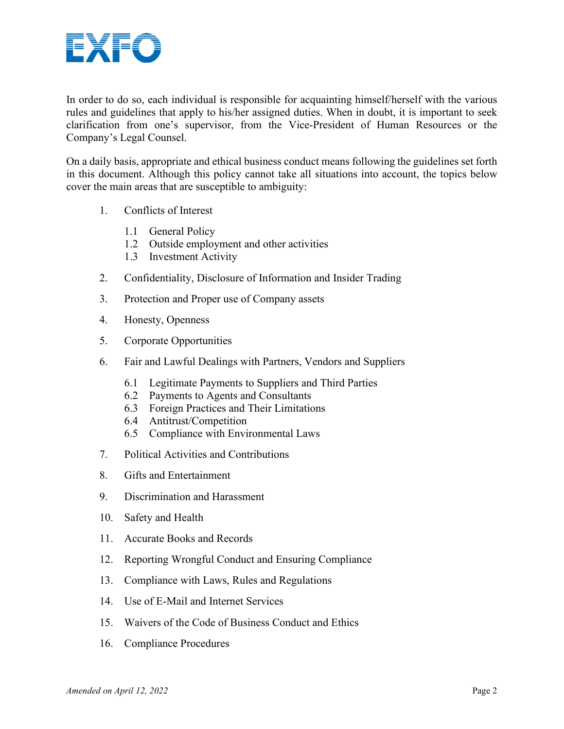In order to do so, each individual is responsible for acquainting himself/herself with the various rules and guidelines that apply to his/her assigned duties. When in doubt, it is important to seek clarification from one's supervisor, from the Vice-President of Human Resources or the Company's Legal Counsel.

On a daily basis, appropriate and ethical business conduct means following the guidelines set forth in this document. Although this policy cannot take all situations into account, the topics below cover the main areas that are susceptible to ambiguity:

1. Conflicts of Interest
   - 1.1 General Policy
   - 1.2 Outside employment and other activities
   - 1.3 Investment Activity
2. Confidentiality, Disclosure of Information and Insider Trading
3. Protection and Proper use of Company assets
4. Honesty, Openness
5. Corporate Opportunities
6. Fair and Lawful Dealings with Partners, Vendors and Suppliers
   - 6.1 Legitimate Payments to Suppliers and Third Parties
   - 6.2 Payments to Agents and Consultants
   - 6.3 Foreign Practices and Their Limitations
   - 6.4 Antitrust/Competition
   - 6.5 Compliance with Environmental Laws
7. Political Activities and Contributions
8. Gifts and Entertainment
9. Discrimination and Harassment
10. Safety and Health
11. Accurate Books and Records
12. Reporting Wrongful Conduct and Ensuring Compliance
13. Compliance with Laws, Rules and Regulations
14. Use of E-Mail and Internet Services
15. Waivers of the Code of Business Conduct and Ethics
16. Compliance Procedures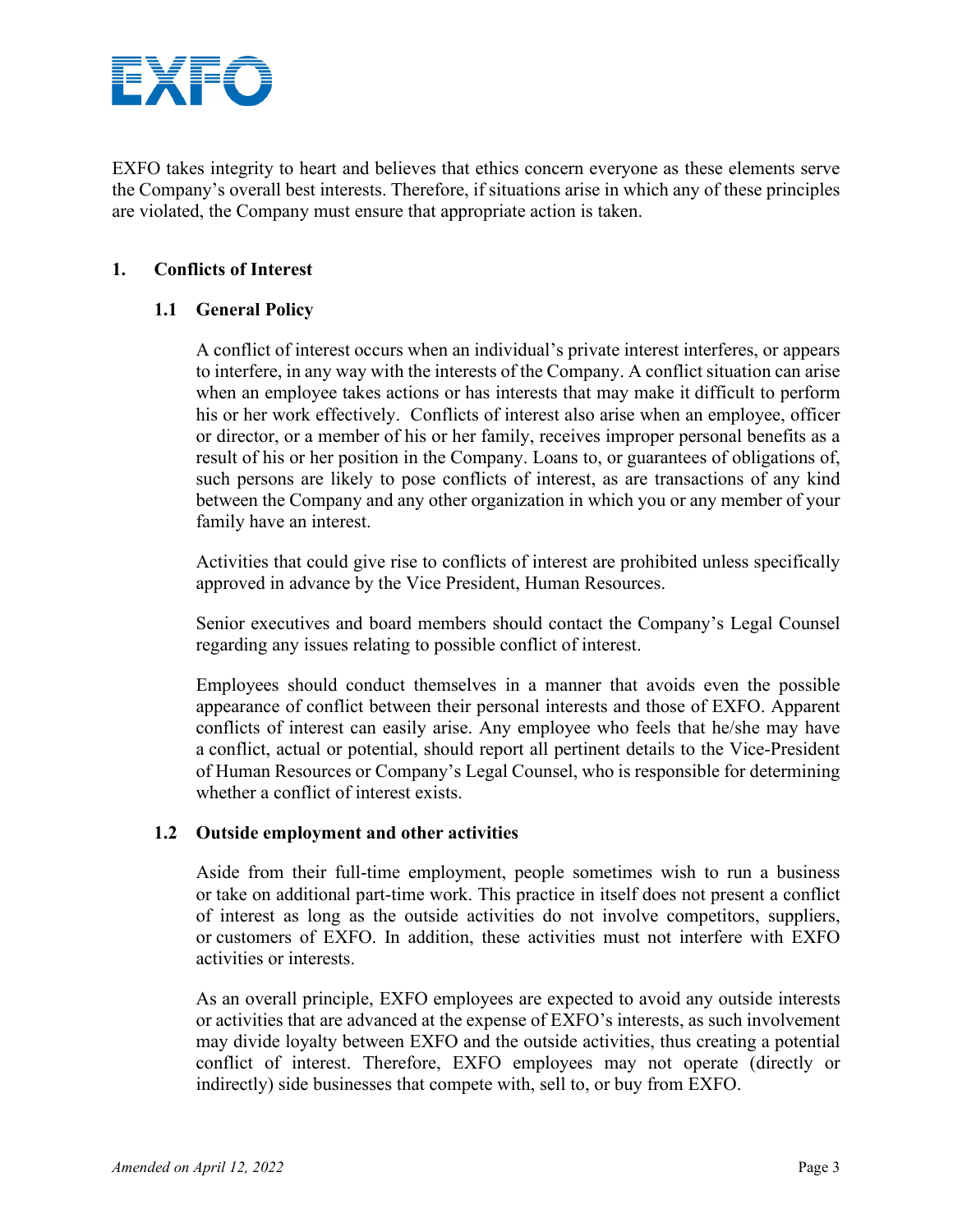EXFO takes integrity to heart and believes that ethics concern everyone as these elements serve the Company's overall best interests. Therefore, if situations arise in which any of these principles are violated, the Company must ensure that appropriate action is taken.

## 1. Conflicts of Interest

### 1.1 General Policy

A conflict of interest occurs when an individual's private interest interferes, or appears to interfere, in any way with the interests of the Company. A conflict situation can arise when an employee takes actions or has interests that may make it difficult to perform his or her work effectively. Conflicts of interest also arise when an employee, officer or director, or a member of his or her family, receives improper personal benefits as a result of his or her position in the Company. Loans to, or guarantees of obligations of, such persons are likely to pose conflicts of interest, as are transactions of any kind between the Company and any other organization in which you or any member of your family have an interest.

Activities that could give rise to conflicts of interest are prohibited unless specifically approved in advance by the Vice President, Human Resources.

Senior executives and board members should contact the Company's Legal Counsel regarding any issues relating to possible conflict of interest.

Employees should conduct themselves in a manner that avoids even the possible appearance of conflict between their personal interests and those of EXFO. Apparent conflicts of interest can easily arise. Any employee who feels that he/she may have a conflict, actual or potential, should report all pertinent details to the Vice-President of Human Resources or Company's Legal Counsel, who is responsible for determining whether a conflict of interest exists.

### 1.2 Outside employment and other activities

Aside from their full-time employment, people sometimes wish to run a business or take on additional part-time work. This practice in itself does not present a conflict of interest as long as the outside activities do not involve competitors, suppliers, or customers of EXFO. In addition, these activities must not interfere with EXFO activities or interests.

As an overall principle, EXFO employees are expected to avoid any outside interests or activities that are advanced at the expense of EXFO's interests, as such involvement may divide loyalty between EXFO and the outside activities, thus creating a potential conflict of interest. Therefore, EXFO employees may not operate (directly or indirectly) side businesses that compete with, sell to, or buy from EXFO.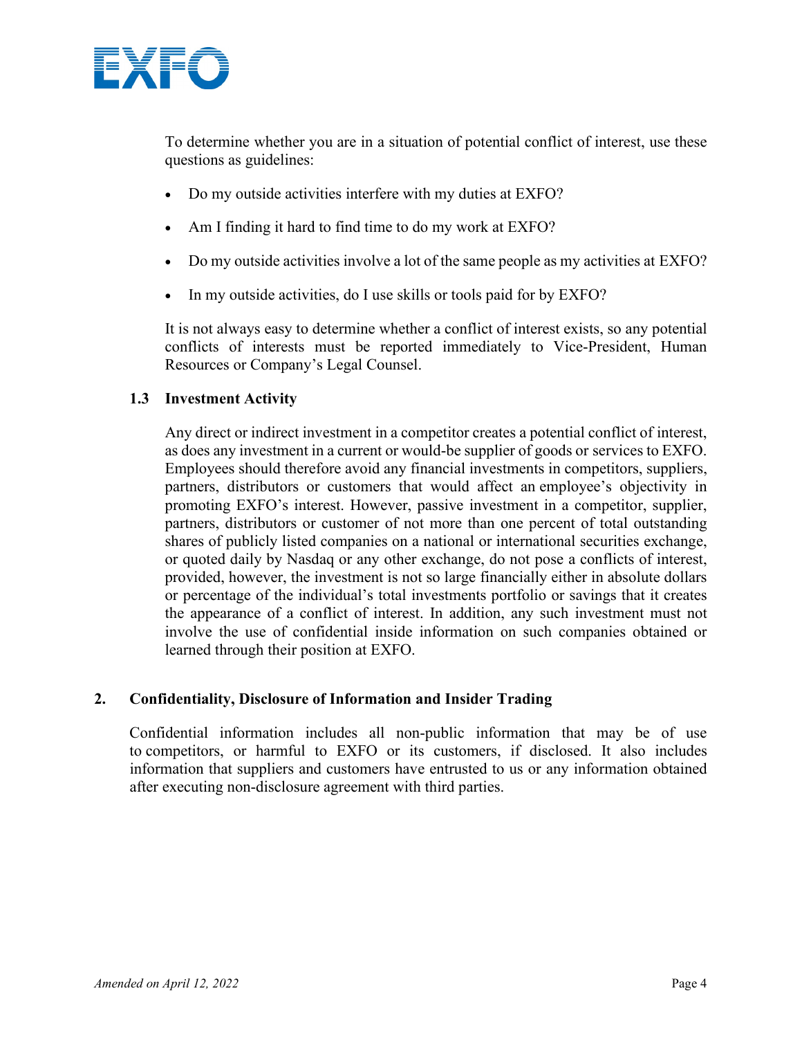To determine whether you are in a situation of potential conflict of interest, use these questions as guidelines:

- Do my outside activities interfere with my duties at EXFO?
- Am I finding it hard to find time to do my work at EXFO?
- Do my outside activities involve a lot of the same people as my activities at EXFO?
- In my outside activities, do I use skills or tools paid for by EXFO?

It is not always easy to determine whether a conflict of interest exists, so any potential conflicts of interests must be reported immediately to Vice-President, Human Resources or Company's Legal Counsel.

### 1.3 Investment Activity

Any direct or indirect investment in a competitor creates a potential conflict of interest, as does any investment in a current or would-be supplier of goods or services to EXFO. Employees should therefore avoid any financial investments in competitors, suppliers, partners, distributors or customers that would affect an employee's objectivity in promoting EXFO's interest. However, passive investment in a competitor, supplier, partners, distributors or customer of not more than one percent of total outstanding shares of publicly listed companies on a national or international securities exchange, or quoted daily by Nasdaq or any other exchange, do not pose a conflicts of interest, provided, however, the investment is not so large financially either in absolute dollars or percentage of the individual's total investments portfolio or savings that it creates the appearance of a conflict of interest. In addition, any such investment must not involve the use of confidential inside information on such companies obtained or learned through their position at EXFO.

## 2. Confidentiality, Disclosure of Information and Insider Trading

Confidential information includes all non-public information that may be of use to competitors, or harmful to EXFO or its customers, if disclosed. It also includes information that suppliers and customers have entrusted to us or any information obtained after executing non-disclosure agreement with third parties.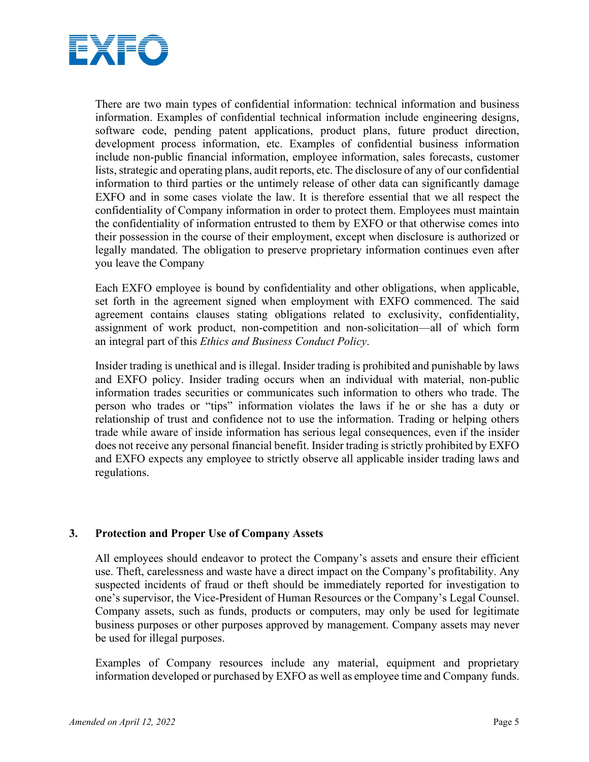There are two main types of confidential information: technical information and business information. Examples of confidential technical information include engineering designs, software code, pending patent applications, product plans, future product direction, development process information, etc. Examples of confidential business information include non-public financial information, employee information, sales forecasts, customer lists, strategic and operating plans, audit reports, etc. The disclosure of any of our confidential information to third parties or the untimely release of other data can significantly damage EXFO and in some cases violate the law. It is therefore essential that we all respect the confidentiality of Company information in order to protect them. Employees must maintain the confidentiality of information entrusted to them by EXFO or that otherwise comes into their possession in the course of their employment, except when disclosure is authorized or legally mandated. The obligation to preserve proprietary information continues even after you leave the Company

Each EXFO employee is bound by confidentiality and other obligations, when applicable, set forth in the agreement signed when employment with EXFO commenced. The said agreement contains clauses stating obligations related to exclusivity, confidentiality, assignment of work product, non-competition and non-solicitation—all of which form an integral part of this *Ethics and Business Conduct Policy*.

Insider trading is unethical and is illegal. Insider trading is prohibited and punishable by laws and EXFO policy. Insider trading occurs when an individual with material, non-public information trades securities or communicates such information to others who trade. The person who trades or "tips" information violates the laws if he or she has a duty or relationship of trust and confidence not to use the information. Trading or helping others trade while aware of inside information has serious legal consequences, even if the insider does not receive any personal financial benefit. Insider trading is strictly prohibited by EXFO and EXFO expects any employee to strictly observe all applicable insider trading laws and regulations.

## 3. Protection and Proper Use of Company Assets

All employees should endeavor to protect the Company's assets and ensure their efficient use. Theft, carelessness and waste have a direct impact on the Company's profitability. Any suspected incidents of fraud or theft should be immediately reported for investigation to one's supervisor, the Vice-President of Human Resources or the Company's Legal Counsel. Company assets, such as funds, products or computers, may only be used for legitimate business purposes or other purposes approved by management. Company assets may never be used for illegal purposes.

Examples of Company resources include any material, equipment and proprietary information developed or purchased by EXFO as well as employee time and Company funds.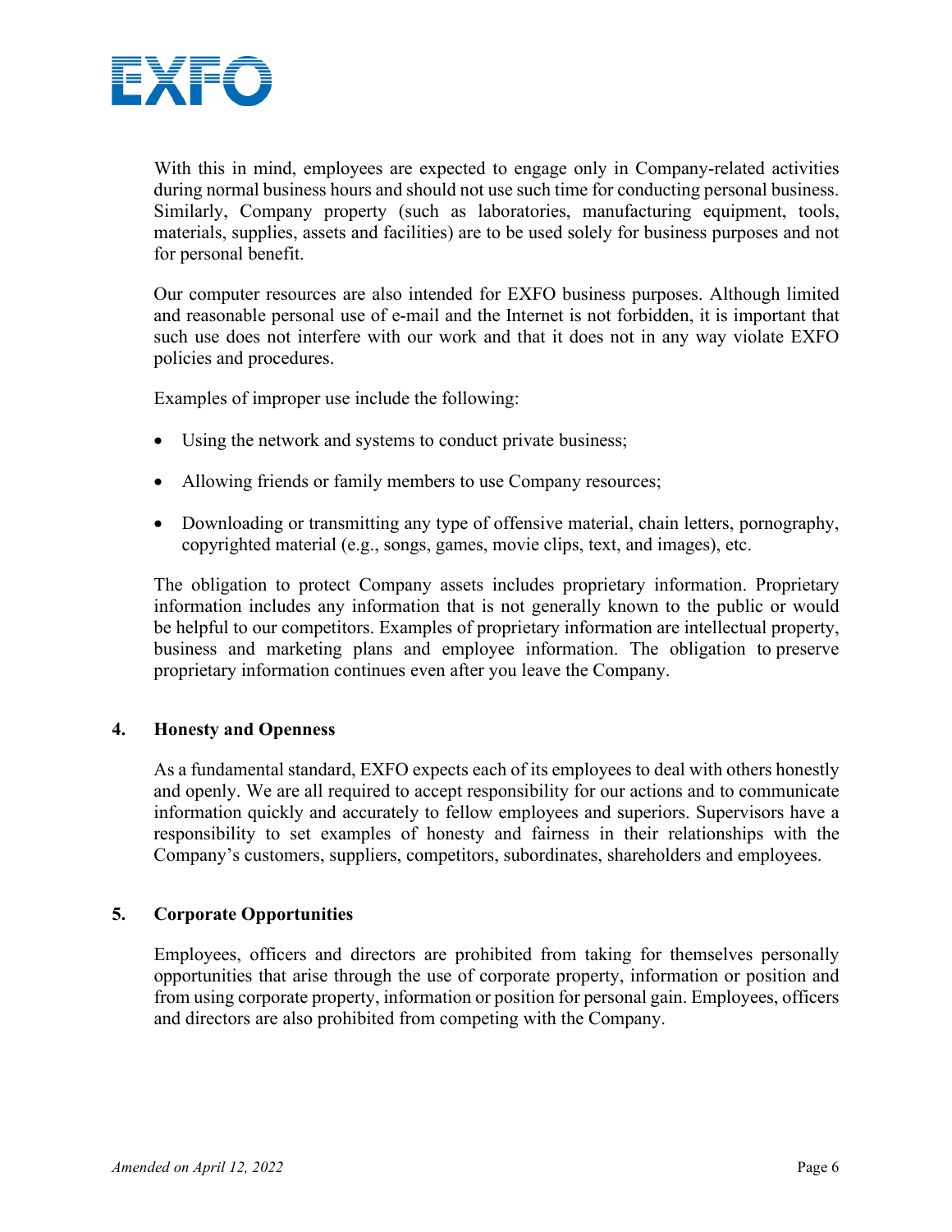With this in mind, employees are expected to engage only in Company-related activities during normal business hours and should not use such time for conducting personal business. Similarly, Company property (such as laboratories, manufacturing equipment, tools, materials, supplies, assets and facilities) are to be used solely for business purposes and not for personal benefit.

Our computer resources are also intended for EXFO business purposes. Although limited and reasonable personal use of e-mail and the Internet is not forbidden, it is important that such use does not interfere with our work and that it does not in any way violate EXFO policies and procedures.

Examples of improper use include the following:

- Using the network and systems to conduct private business;
- Allowing friends or family members to use Company resources;
- Downloading or transmitting any type of offensive material, chain letters, pornography, copyrighted material (e.g., songs, games, movie clips, text, and images), etc.

The obligation to protect Company assets includes proprietary information. Proprietary information includes any information that is not generally known to the public or would be helpful to our competitors. Examples of proprietary information are intellectual property, business and marketing plans and employee information. The obligation to preserve proprietary information continues even after you leave the Company.

## 4. Honesty and Openness

As a fundamental standard, EXFO expects each of its employees to deal with others honestly and openly. We are all required to accept responsibility for our actions and to communicate information quickly and accurately to fellow employees and superiors. Supervisors have a responsibility to set examples of honesty and fairness in their relationships with the Company's customers, suppliers, competitors, subordinates, shareholders and employees.

## 5. Corporate Opportunities

Employees, officers and directors are prohibited from taking for themselves personally opportunities that arise through the use of corporate property, information or position and from using corporate property, information or position for personal gain. Employees, officers and directors are also prohibited from competing with the Company.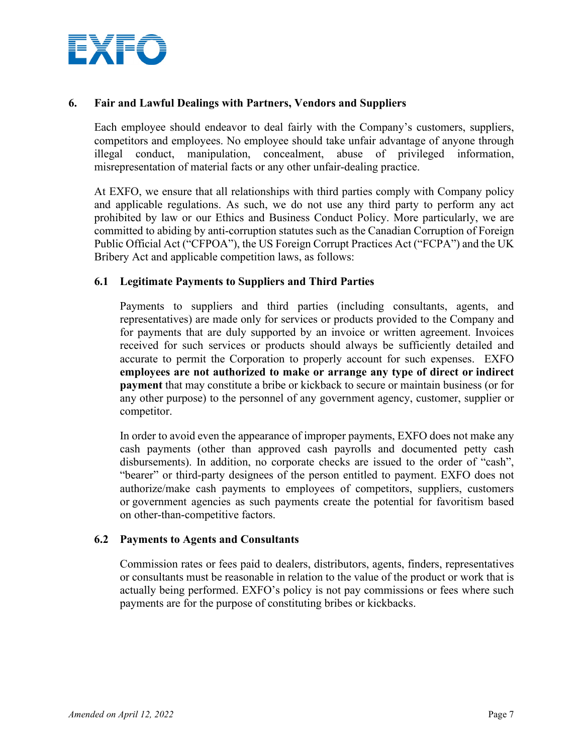## 6. Fair and Lawful Dealings with Partners, Vendors and Suppliers

Each employee should endeavor to deal fairly with the Company's customers, suppliers, competitors and employees. No employee should take unfair advantage of anyone through illegal conduct, manipulation, concealment, abuse of privileged information, misrepresentation of material facts or any other unfair-dealing practice.

At EXFO, we ensure that all relationships with third parties comply with Company policy and applicable regulations. As such, we do not use any third party to perform any act prohibited by law or our Ethics and Business Conduct Policy. More particularly, we are committed to abiding by anti-corruption statutes such as the Canadian Corruption of Foreign Public Official Act ("CFPOA"), the US Foreign Corrupt Practices Act ("FCPA") and the UK Bribery Act and applicable competition laws, as follows:

### 6.1 Legitimate Payments to Suppliers and Third Parties

Payments to suppliers and third parties (including consultants, agents, and representatives) are made only for services or products provided to the Company and for payments that are duly supported by an invoice or written agreement. Invoices received for such services or products should always be sufficiently detailed and accurate to permit the Corporation to properly account for such expenses. EXFO **employees are not authorized to make or arrange any type of direct or indirect payment** that may constitute a bribe or kickback to secure or maintain business (or for any other purpose) to the personnel of any government agency, customer, supplier or competitor.

In order to avoid even the appearance of improper payments, EXFO does not make any cash payments (other than approved cash payrolls and documented petty cash disbursements). In addition, no corporate checks are issued to the order of "cash", "bearer" or third-party designees of the person entitled to payment. EXFO does not authorize/make cash payments to employees of competitors, suppliers, customers or government agencies as such payments create the potential for favoritism based on other-than-competitive factors.

### 6.2 Payments to Agents and Consultants

Commission rates or fees paid to dealers, distributors, agents, finders, representatives or consultants must be reasonable in relation to the value of the product or work that is actually being performed. EXFO's policy is not pay commissions or fees where such payments are for the purpose of constituting bribes or kickbacks.

*Amended on April 12, 2022*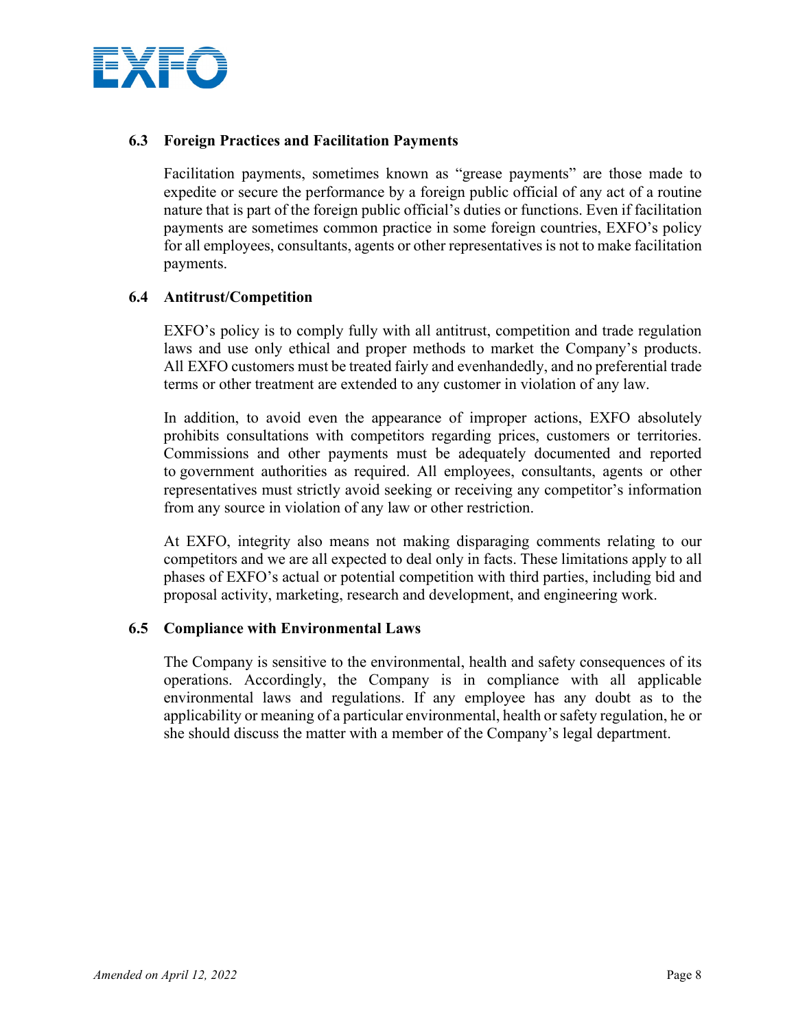### 6.3 Foreign Practices and Facilitation Payments

Facilitation payments, sometimes known as "grease payments" are those made to expedite or secure the performance by a foreign public official of any act of a routine nature that is part of the foreign public official's duties or functions. Even if facilitation payments are sometimes common practice in some foreign countries, EXFO's policy for all employees, consultants, agents or other representatives is not to make facilitation payments.

### 6.4 Antitrust/Competition

EXFO's policy is to comply fully with all antitrust, competition and trade regulation laws and use only ethical and proper methods to market the Company's products. All EXFO customers must be treated fairly and evenhandedly, and no preferential trade terms or other treatment are extended to any customer in violation of any law.

In addition, to avoid even the appearance of improper actions, EXFO absolutely prohibits consultations with competitors regarding prices, customers or territories. Commissions and other payments must be adequately documented and reported to government authorities as required. All employees, consultants, agents or other representatives must strictly avoid seeking or receiving any competitor's information from any source in violation of any law or other restriction.

At EXFO, integrity also means not making disparaging comments relating to our competitors and we are all expected to deal only in facts. These limitations apply to all phases of EXFO's actual or potential competition with third parties, including bid and proposal activity, marketing, research and development, and engineering work.

### 6.5 Compliance with Environmental Laws

The Company is sensitive to the environmental, health and safety consequences of its operations. Accordingly, the Company is in compliance with all applicable environmental laws and regulations. If any employee has any doubt as to the applicability or meaning of a particular environmental, health or safety regulation, he or she should discuss the matter with a member of the Company's legal department.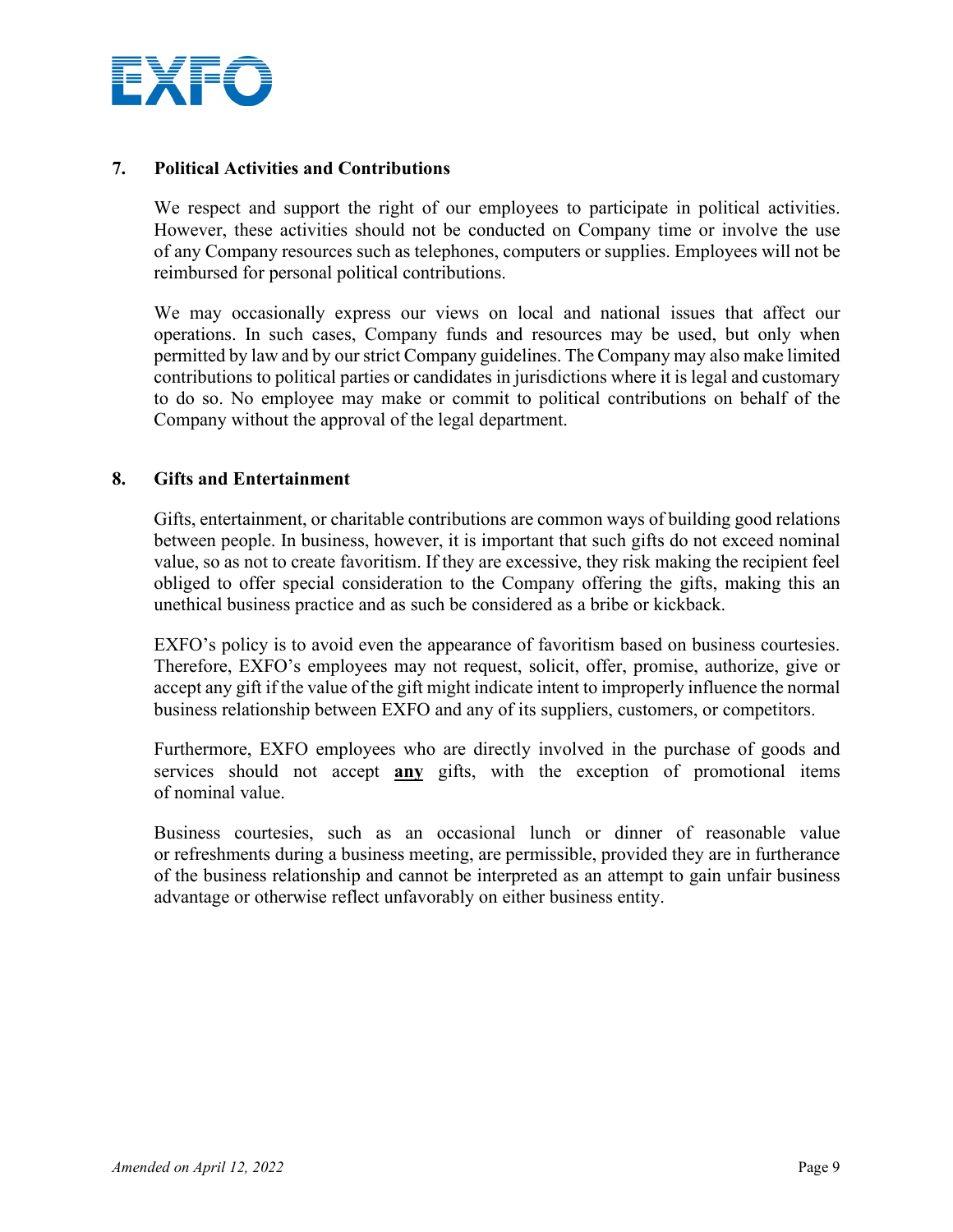## 7. Political Activities and Contributions

We respect and support the right of our employees to participate in political activities. However, these activities should not be conducted on Company time or involve the use of any Company resources such as telephones, computers or supplies. Employees will not be reimbursed for personal political contributions.

We may occasionally express our views on local and national issues that affect our operations. In such cases, Company funds and resources may be used, but only when permitted by law and by our strict Company guidelines. The Company may also make limited contributions to political parties or candidates in jurisdictions where it is legal and customary to do so. No employee may make or commit to political contributions on behalf of the Company without the approval of the legal department.

## 8. Gifts and Entertainment

Gifts, entertainment, or charitable contributions are common ways of building good relations between people. In business, however, it is important that such gifts do not exceed nominal value, so as not to create favoritism. If they are excessive, they risk making the recipient feel obliged to offer special consideration to the Company offering the gifts, making this an unethical business practice and as such be considered as a bribe or kickback.

EXFO's policy is to avoid even the appearance of favoritism based on business courtesies. Therefore, EXFO's employees may not request, solicit, offer, promise, authorize, give or accept any gift if the value of the gift might indicate intent to improperly influence the normal business relationship between EXFO and any of its suppliers, customers, or competitors.

Furthermore, EXFO employees who are directly involved in the purchase of goods and services should not accept <u>**any**</u> gifts, with the exception of promotional items of nominal value.

Business courtesies, such as an occasional lunch or dinner of reasonable value or refreshments during a business meeting, are permissible, provided they are in furtherance of the business relationship and cannot be interpreted as an attempt to gain unfair business advantage or otherwise reflect unfavorably on either business entity.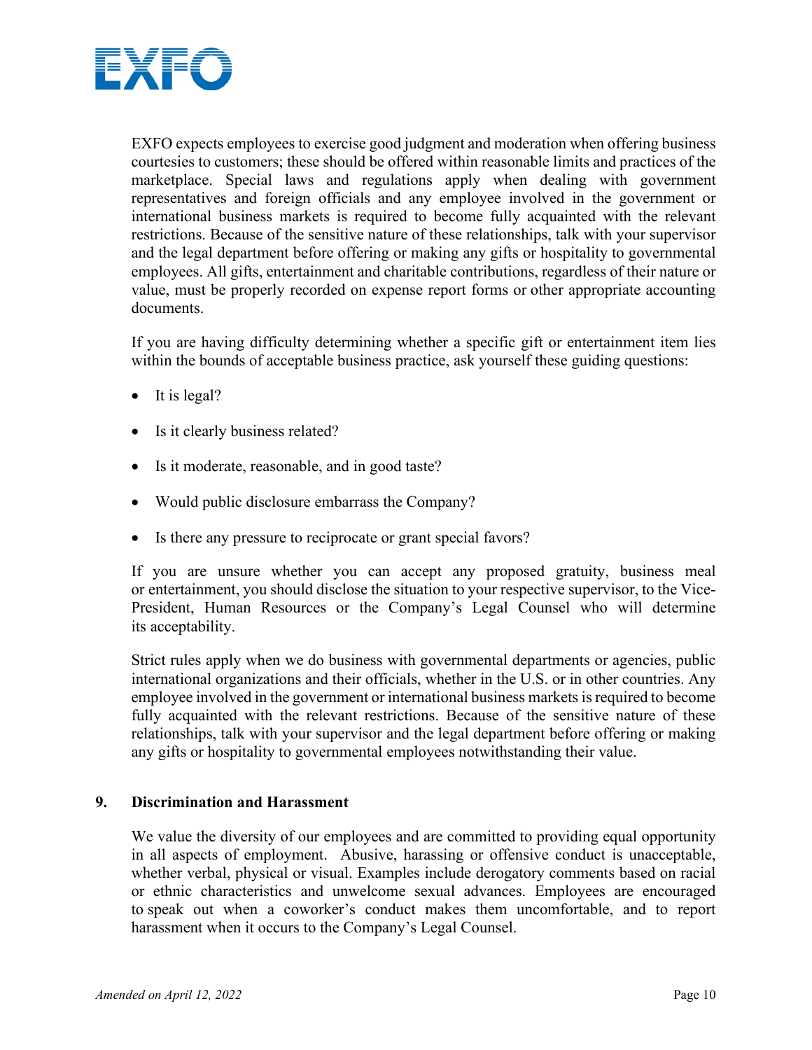EXFO expects employees to exercise good judgment and moderation when offering business courtesies to customers; these should be offered within reasonable limits and practices of the marketplace. Special laws and regulations apply when dealing with government representatives and foreign officials and any employee involved in the government or international business markets is required to become fully acquainted with the relevant restrictions. Because of the sensitive nature of these relationships, talk with your supervisor and the legal department before offering or making any gifts or hospitality to governmental employees. All gifts, entertainment and charitable contributions, regardless of their nature or value, must be properly recorded on expense report forms or other appropriate accounting documents.

If you are having difficulty determining whether a specific gift or entertainment item lies within the bounds of acceptable business practice, ask yourself these guiding questions:

- It is legal?
- Is it clearly business related?
- Is it moderate, reasonable, and in good taste?
- Would public disclosure embarrass the Company?
- Is there any pressure to reciprocate or grant special favors?

If you are unsure whether you can accept any proposed gratuity, business meal or entertainment, you should disclose the situation to your respective supervisor, to the Vice-President, Human Resources or the Company's Legal Counsel who will determine its acceptability.

Strict rules apply when we do business with governmental departments or agencies, public international organizations and their officials, whether in the U.S. or in other countries. Any employee involved in the government or international business markets is required to become fully acquainted with the relevant restrictions. Because of the sensitive nature of these relationships, talk with your supervisor and the legal department before offering or making any gifts or hospitality to governmental employees notwithstanding their value.

## 9. Discrimination and Harassment

We value the diversity of our employees and are committed to providing equal opportunity in all aspects of employment. Abusive, harassing or offensive conduct is unacceptable, whether verbal, physical or visual. Examples include derogatory comments based on racial or ethnic characteristics and unwelcome sexual advances. Employees are encouraged to speak out when a coworker's conduct makes them uncomfortable, and to report harassment when it occurs to the Company's Legal Counsel.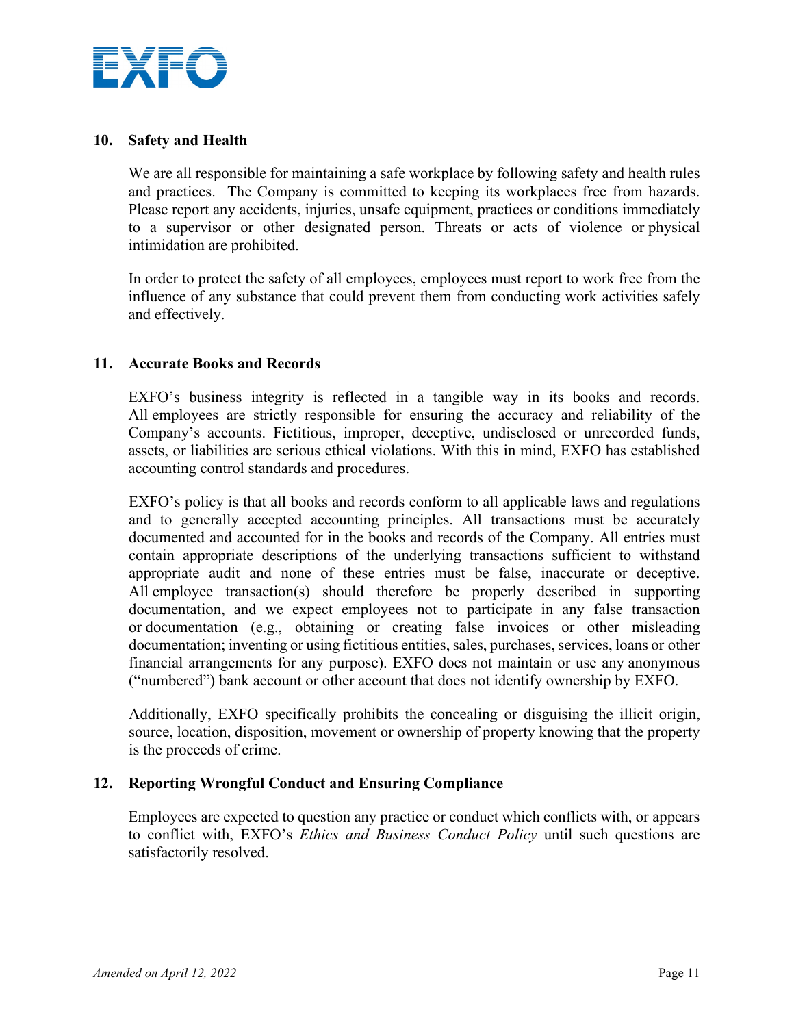## 10. Safety and Health

We are all responsible for maintaining a safe workplace by following safety and health rules and practices. The Company is committed to keeping its workplaces free from hazards. Please report any accidents, injuries, unsafe equipment, practices or conditions immediately to a supervisor or other designated person. Threats or acts of violence or physical intimidation are prohibited.

In order to protect the safety of all employees, employees must report to work free from the influence of any substance that could prevent them from conducting work activities safely and effectively.

## 11. Accurate Books and Records

EXFO's business integrity is reflected in a tangible way in its books and records. All employees are strictly responsible for ensuring the accuracy and reliability of the Company's accounts. Fictitious, improper, deceptive, undisclosed or unrecorded funds, assets, or liabilities are serious ethical violations. With this in mind, EXFO has established accounting control standards and procedures.

EXFO's policy is that all books and records conform to all applicable laws and regulations and to generally accepted accounting principles. All transactions must be accurately documented and accounted for in the books and records of the Company. All entries must contain appropriate descriptions of the underlying transactions sufficient to withstand appropriate audit and none of these entries must be false, inaccurate or deceptive. All employee transaction(s) should therefore be properly described in supporting documentation, and we expect employees not to participate in any false transaction or documentation (e.g., obtaining or creating false invoices or other misleading documentation; inventing or using fictitious entities, sales, purchases, services, loans or other financial arrangements for any purpose). EXFO does not maintain or use any anonymous ("numbered") bank account or other account that does not identify ownership by EXFO.

Additionally, EXFO specifically prohibits the concealing or disguising the illicit origin, source, location, disposition, movement or ownership of property knowing that the property is the proceeds of crime.

## 12. Reporting Wrongful Conduct and Ensuring Compliance

Employees are expected to question any practice or conduct which conflicts with, or appears to conflict with, EXFO's *Ethics and Business Conduct Policy* until such questions are satisfactorily resolved.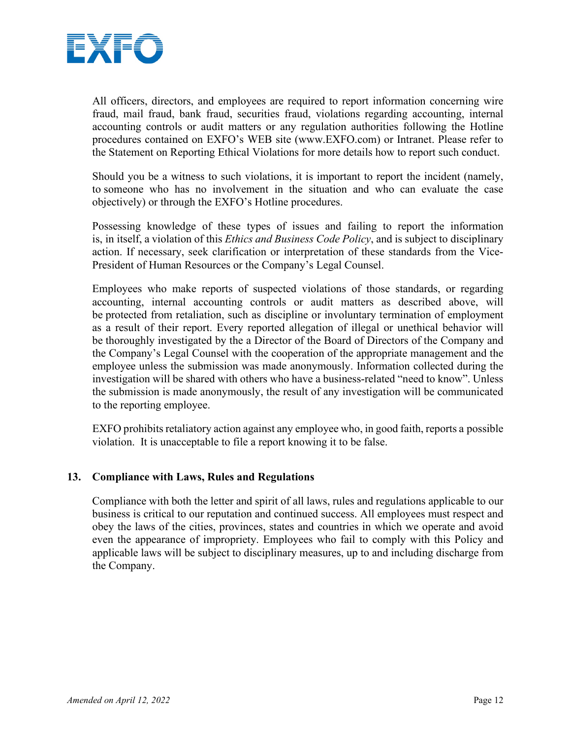All officers, directors, and employees are required to report information concerning wire fraud, mail fraud, bank fraud, securities fraud, violations regarding accounting, internal accounting controls or audit matters or any regulation authorities following the Hotline procedures contained on EXFO's WEB site (www.EXFO.com) or Intranet. Please refer to the Statement on Reporting Ethical Violations for more details how to report such conduct.

Should you be a witness to such violations, it is important to report the incident (namely, to someone who has no involvement in the situation and who can evaluate the case objectively) or through the EXFO's Hotline procedures.

Possessing knowledge of these types of issues and failing to report the information is, in itself, a violation of this *Ethics and Business Code Policy*, and is subject to disciplinary action. If necessary, seek clarification or interpretation of these standards from the Vice-President of Human Resources or the Company's Legal Counsel.

Employees who make reports of suspected violations of those standards, or regarding accounting, internal accounting controls or audit matters as described above, will be protected from retaliation, such as discipline or involuntary termination of employment as a result of their report. Every reported allegation of illegal or unethical behavior will be thoroughly investigated by the a Director of the Board of Directors of the Company and the Company's Legal Counsel with the cooperation of the appropriate management and the employee unless the submission was made anonymously. Information collected during the investigation will be shared with others who have a business-related "need to know". Unless the submission is made anonymously, the result of any investigation will be communicated to the reporting employee.

EXFO prohibits retaliatory action against any employee who, in good faith, reports a possible violation. It is unacceptable to file a report knowing it to be false.

## 13. Compliance with Laws, Rules and Regulations

Compliance with both the letter and spirit of all laws, rules and regulations applicable to our business is critical to our reputation and continued success. All employees must respect and obey the laws of the cities, provinces, states and countries in which we operate and avoid even the appearance of impropriety. Employees who fail to comply with this Policy and applicable laws will be subject to disciplinary measures, up to and including discharge from the Company.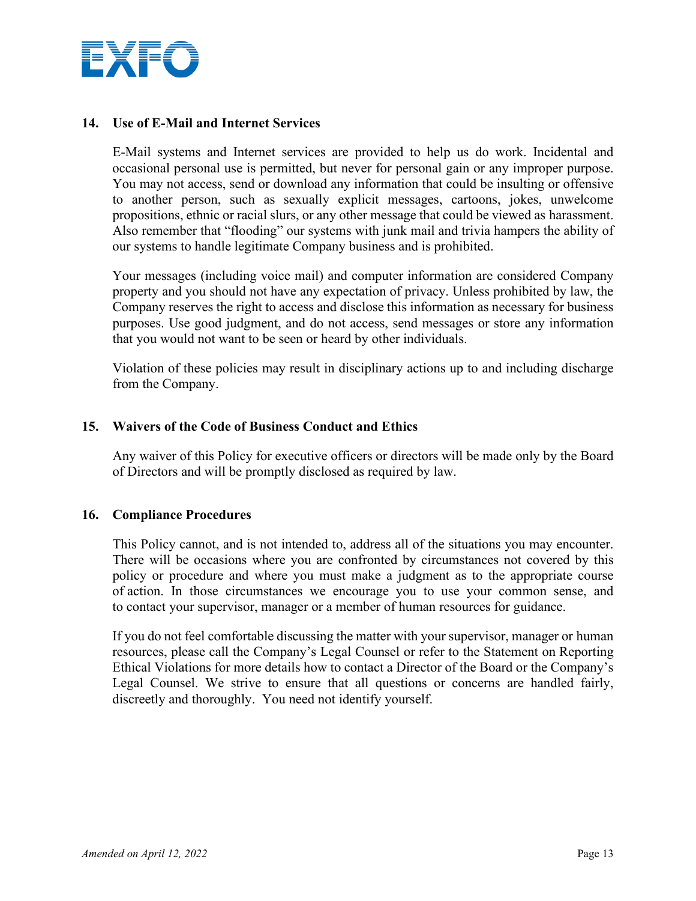## 14. Use of E-Mail and Internet Services

E-Mail systems and Internet services are provided to help us do work. Incidental and occasional personal use is permitted, but never for personal gain or any improper purpose. You may not access, send or download any information that could be insulting or offensive to another person, such as sexually explicit messages, cartoons, jokes, unwelcome propositions, ethnic or racial slurs, or any other message that could be viewed as harassment. Also remember that “flooding” our systems with junk mail and trivia hampers the ability of our systems to handle legitimate Company business and is prohibited.

Your messages (including voice mail) and computer information are considered Company property and you should not have any expectation of privacy. Unless prohibited by law, the Company reserves the right to access and disclose this information as necessary for business purposes. Use good judgment, and do not access, send messages or store any information that you would not want to be seen or heard by other individuals.

Violation of these policies may result in disciplinary actions up to and including discharge from the Company.

## 15. Waivers of the Code of Business Conduct and Ethics

Any waiver of this Policy for executive officers or directors will be made only by the Board of Directors and will be promptly disclosed as required by law.

## 16. Compliance Procedures

This Policy cannot, and is not intended to, address all of the situations you may encounter. There will be occasions where you are confronted by circumstances not covered by this policy or procedure and where you must make a judgment as to the appropriate course of action. In those circumstances we encourage you to use your common sense, and to contact your supervisor, manager or a member of human resources for guidance.

If you do not feel comfortable discussing the matter with your supervisor, manager or human resources, please call the Company’s Legal Counsel or refer to the Statement on Reporting Ethical Violations for more details how to contact a Director of the Board or the Company’s Legal Counsel. We strive to ensure that all questions or concerns are handled fairly, discreetly and thoroughly. You need not identify yourself.